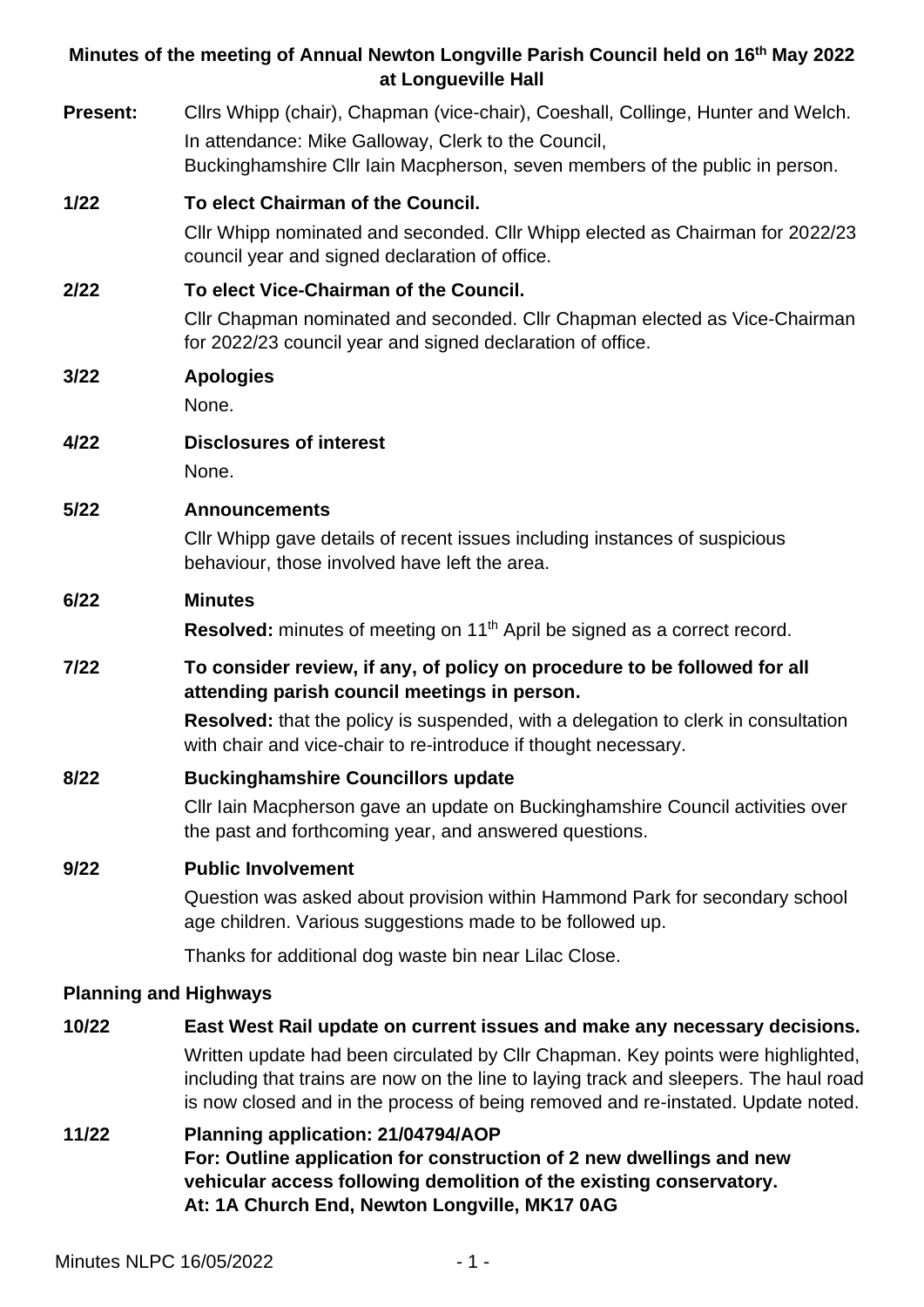# Minutes of the meeting of Annual Newton Longville Parish Council held on 16th May 2022 at Longueville Hall

**Present:** Cllrs Whipp (chair), Chapman (vice-chair), Coeshall, Collinge, Hunter and Welch.
In attendance: Mike Galloway, Clerk to the Council,
Buckinghamshire Cllr Iain Macpherson, seven members of the public in person.

**1/22 To elect Chairman of the Council.**

Cllr Whipp nominated and seconded. Cllr Whipp elected as Chairman for 2022/23 council year and signed declaration of office.

**2/22 To elect Vice-Chairman of the Council.**

Cllr Chapman nominated and seconded. Cllr Chapman elected as Vice-Chairman for 2022/23 council year and signed declaration of office.

**3/22 Apologies**

None.

**4/22 Disclosures of interest**

None.

**5/22 Announcements**

Cllr Whipp gave details of recent issues including instances of suspicious behaviour, those involved have left the area.

**6/22 Minutes**

**Resolved:** minutes of meeting on 11th April be signed as a correct record.

**7/22 To consider review, if any, of policy on procedure to be followed for all attending parish council meetings in person.**

**Resolved:** that the policy is suspended, with a delegation to clerk in consultation with chair and vice-chair to re-introduce if thought necessary.

**8/22 Buckinghamshire Councillors update**

Cllr Iain Macpherson gave an update on Buckinghamshire Council activities over the past and forthcoming year, and answered questions.

**9/22 Public Involvement**

Question was asked about provision within Hammond Park for secondary school age children. Various suggestions made to be followed up.

Thanks for additional dog waste bin near Lilac Close.

## Planning and Highways

**10/22 East West Rail update on current issues and make any necessary decisions.**

Written update had been circulated by Cllr Chapman. Key points were highlighted, including that trains are now on the line to laying track and sleepers. The haul road is now closed and in the process of being removed and re-instated. Update noted.

**11/22 Planning application: 21/04794/AOP**
**For: Outline application for construction of 2 new dwellings and new vehicular access following demolition of the existing conservatory.**
**At: 1A Church End, Newton Longville, MK17 0AG**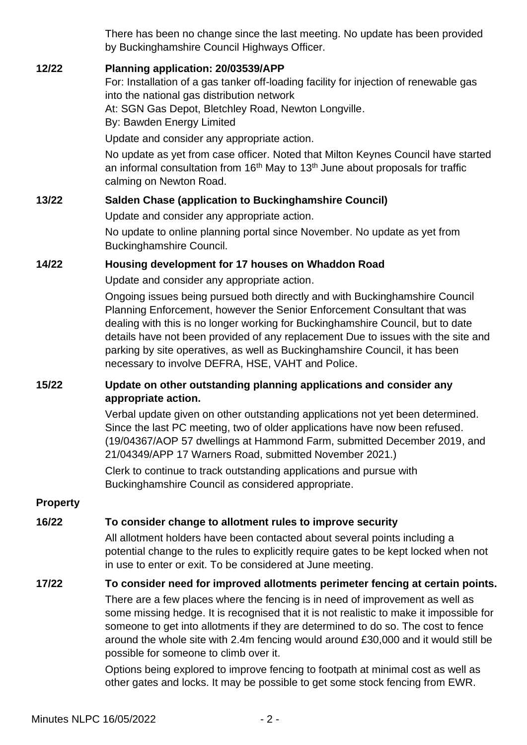There has been no change since the last meeting. No update has been provided by Buckinghamshire Council Highways Officer.

**12/22 Planning application: 20/03539/APP**

For: Installation of a gas tanker off-loading facility for injection of renewable gas into the national gas distribution network
At: SGN Gas Depot, Bletchley Road, Newton Longville.
By: Bawden Energy Limited

Update and consider any appropriate action.

No update as yet from case officer. Noted that Milton Keynes Council have started an informal consultation from 16th May to 13th June about proposals for traffic calming on Newton Road.

**13/22 Salden Chase (application to Buckinghamshire Council)**

Update and consider any appropriate action.

No update to online planning portal since November. No update as yet from Buckinghamshire Council.

**14/22 Housing development for 17 houses on Whaddon Road**

Update and consider any appropriate action.

Ongoing issues being pursued both directly and with Buckinghamshire Council Planning Enforcement, however the Senior Enforcement Consultant that was dealing with this is no longer working for Buckinghamshire Council, but to date details have not been provided of any replacement Due to issues with the site and parking by site operatives, as well as Buckinghamshire Council, it has been necessary to involve DEFRA, HSE, VAHT and Police.

**15/22 Update on other outstanding planning applications and consider any appropriate action.**

Verbal update given on other outstanding applications not yet been determined. Since the last PC meeting, two of older applications have now been refused. (19/04367/AOP 57 dwellings at Hammond Farm, submitted December 2019, and 21/04349/APP 17 Warners Road, submitted November 2021.)

Clerk to continue to track outstanding applications and pursue with Buckinghamshire Council as considered appropriate.

**Property**

**16/22 To consider change to allotment rules to improve security**

All allotment holders have been contacted about several points including a potential change to the rules to explicitly require gates to be kept locked when not in use to enter or exit. To be considered at June meeting.

**17/22 To consider need for improved allotments perimeter fencing at certain points.**

There are a few places where the fencing is in need of improvement as well as some missing hedge. It is recognised that it is not realistic to make it impossible for someone to get into allotments if they are determined to do so. The cost to fence around the whole site with 2.4m fencing would around £30,000 and it would still be possible for someone to climb over it.

Options being explored to improve fencing to footpath at minimal cost as well as other gates and locks. It may be possible to get some stock fencing from EWR.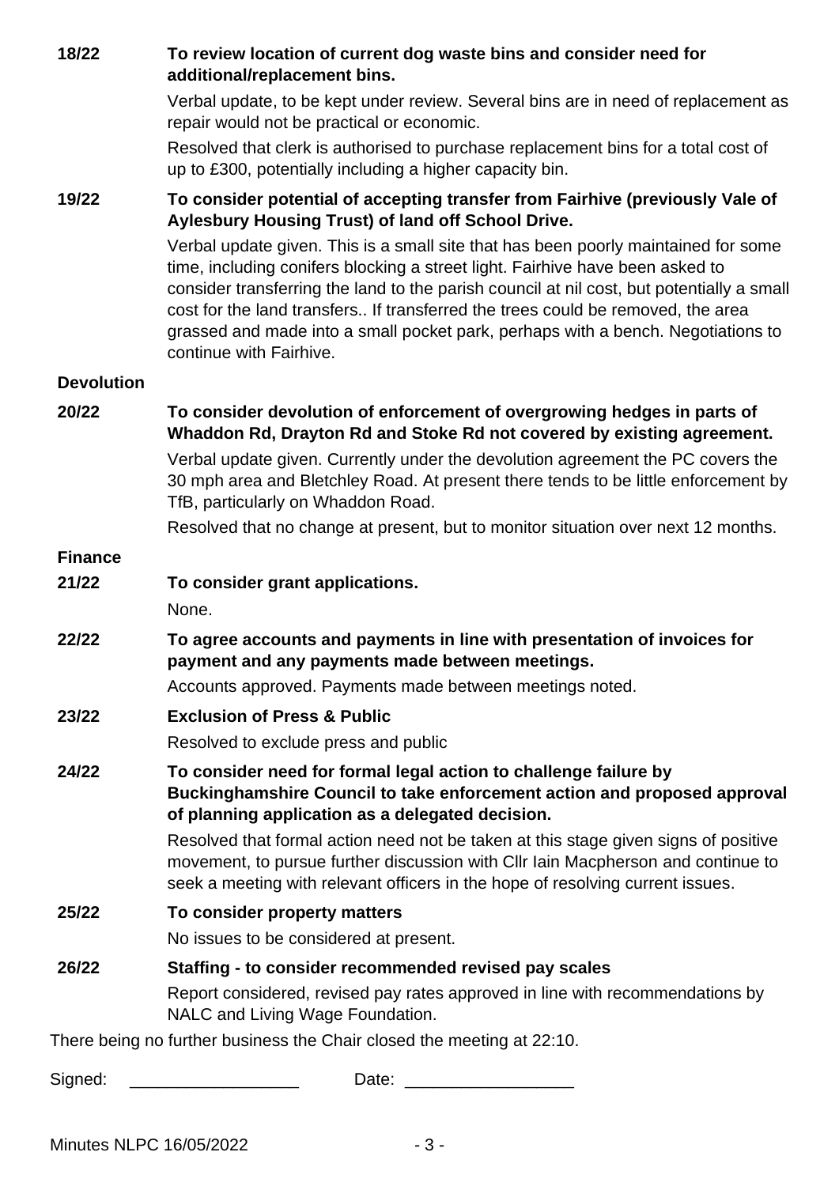**18/22 To review location of current dog waste bins and consider need for additional/replacement bins.**

Verbal update, to be kept under review. Several bins are in need of replacement as repair would not be practical or economic.

Resolved that clerk is authorised to purchase replacement bins for a total cost of up to £300, potentially including a higher capacity bin.

**19/22 To consider potential of accepting transfer from Fairhive (previously Vale of Aylesbury Housing Trust) of land off School Drive.**

Verbal update given. This is a small site that has been poorly maintained for some time, including conifers blocking a street light. Fairhive have been asked to consider transferring the land to the parish council at nil cost, but potentially a small cost for the land transfers.. If transferred the trees could be removed, the area grassed and made into a small pocket park, perhaps with a bench. Negotiations to continue with Fairhive.

**Devolution**

**20/22 To consider devolution of enforcement of overgrowing hedges in parts of Whaddon Rd, Drayton Rd and Stoke Rd not covered by existing agreement.**

Verbal update given. Currently under the devolution agreement the PC covers the 30 mph area and Bletchley Road. At present there tends to be little enforcement by TfB, particularly on Whaddon Road.

Resolved that no change at present, but to monitor situation over next 12 months.

**Finance**

**21/22 To consider grant applications.**

None.

**22/22 To agree accounts and payments in line with presentation of invoices for payment and any payments made between meetings.**

Accounts approved. Payments made between meetings noted.

**23/22 Exclusion of Press & Public**

Resolved to exclude press and public

**24/22 To consider need for formal legal action to challenge failure by Buckinghamshire Council to take enforcement action and proposed approval of planning application as a delegated decision.**

Resolved that formal action need not be taken at this stage given signs of positive movement, to pursue further discussion with Cllr Iain Macpherson and continue to seek a meeting with relevant officers in the hope of resolving current issues.

**25/22 To consider property matters**

No issues to be considered at present.

**26/22 Staffing - to consider recommended revised pay scales**

Report considered, revised pay rates approved in line with recommendations by NALC and Living Wage Foundation.

There being no further business the Chair closed the meeting at 22:10.

Signed: __________________ Date: __________________

Minutes NLPC 16/05/2022